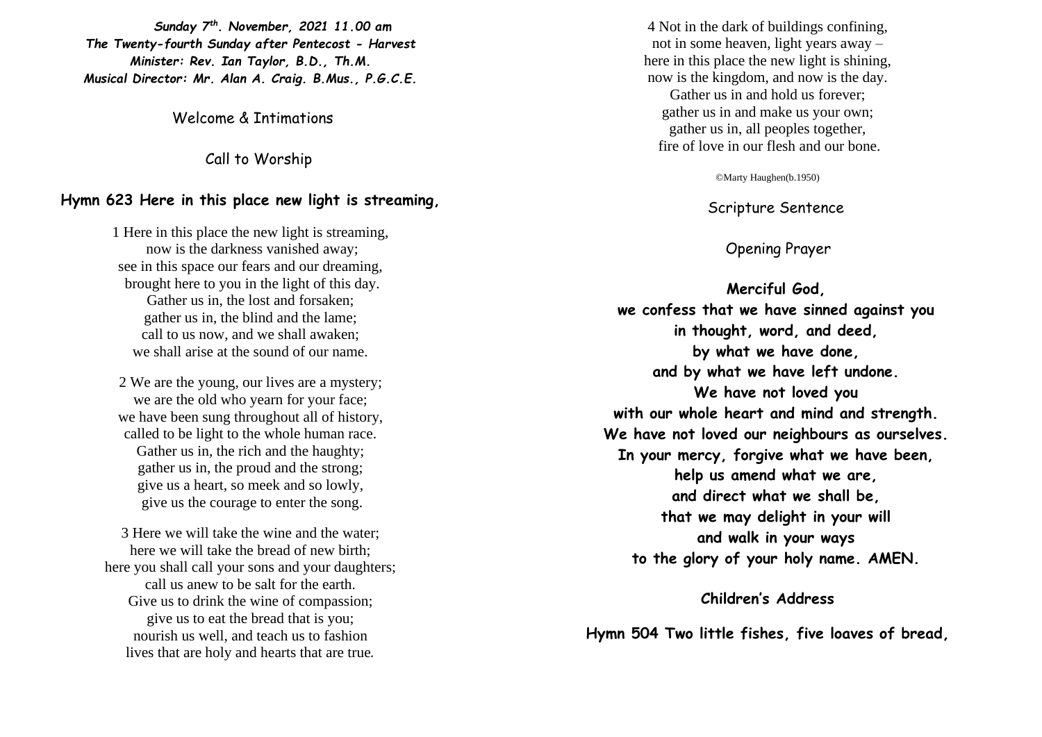***Sunday 7th. November, 2021 11.00 am***
***The Twenty-fourth Sunday after Pentecost - Harvest***
***Minister: Rev. Ian Taylor, B.D., Th.M.***
***Musical Director: Mr. Alan A. Craig. B.Mus., P.G.C.E.***

Welcome & Intimations

Call to Worship

**Hymn 623 Here in this place new light is streaming,**

1 Here in this place the new light is streaming,
now is the darkness vanished away;
see in this space our fears and our dreaming,
brought here to you in the light of this day.
Gather us in, the lost and forsaken;
gather us in, the blind and the lame;
call to us now, and we shall awaken;
we shall arise at the sound of our name.

2 We are the young, our lives are a mystery;
we are the old who yearn for your face;
we have been sung throughout all of history,
called to be light to the whole human race.
Gather us in, the rich and the haughty;
gather us in, the proud and the strong;
give us a heart, so meek and so lowly,
give us the courage to enter the song.

3 Here we will take the wine and the water;
here we will take the bread of new birth;
here you shall call your sons and your daughters;
call us anew to be salt for the earth.
Give us to drink the wine of compassion;
give us to eat the bread that is you;
nourish us well, and teach us to fashion
lives that are holy and hearts that are true.

4 Not in the dark of buildings confining,
not in some heaven, light years away –
here in this place the new light is shining,
now is the kingdom, and now is the day.
Gather us in and hold us forever;
gather us in and make us your own;
gather us in, all peoples together,
fire of love in our flesh and our bone.

©Marty Haughen(b.1950)

Scripture Sentence

Opening Prayer

**Merciful God,**
**we confess that we have sinned against you**
**in thought, word, and deed,**
**by what we have done,**
**and by what we have left undone.**
**We have not loved you**
**with our whole heart and mind and strength.**
**We have not loved our neighbours as ourselves.**
**In your mercy, forgive what we have been,**
**help us amend what we are,**
**and direct what we shall be,**
**that we may delight in your will**
**and walk in your ways**
**to the glory of your holy name. AMEN.**

**Children's Address**

**Hymn 504 Two little fishes, five loaves of bread,**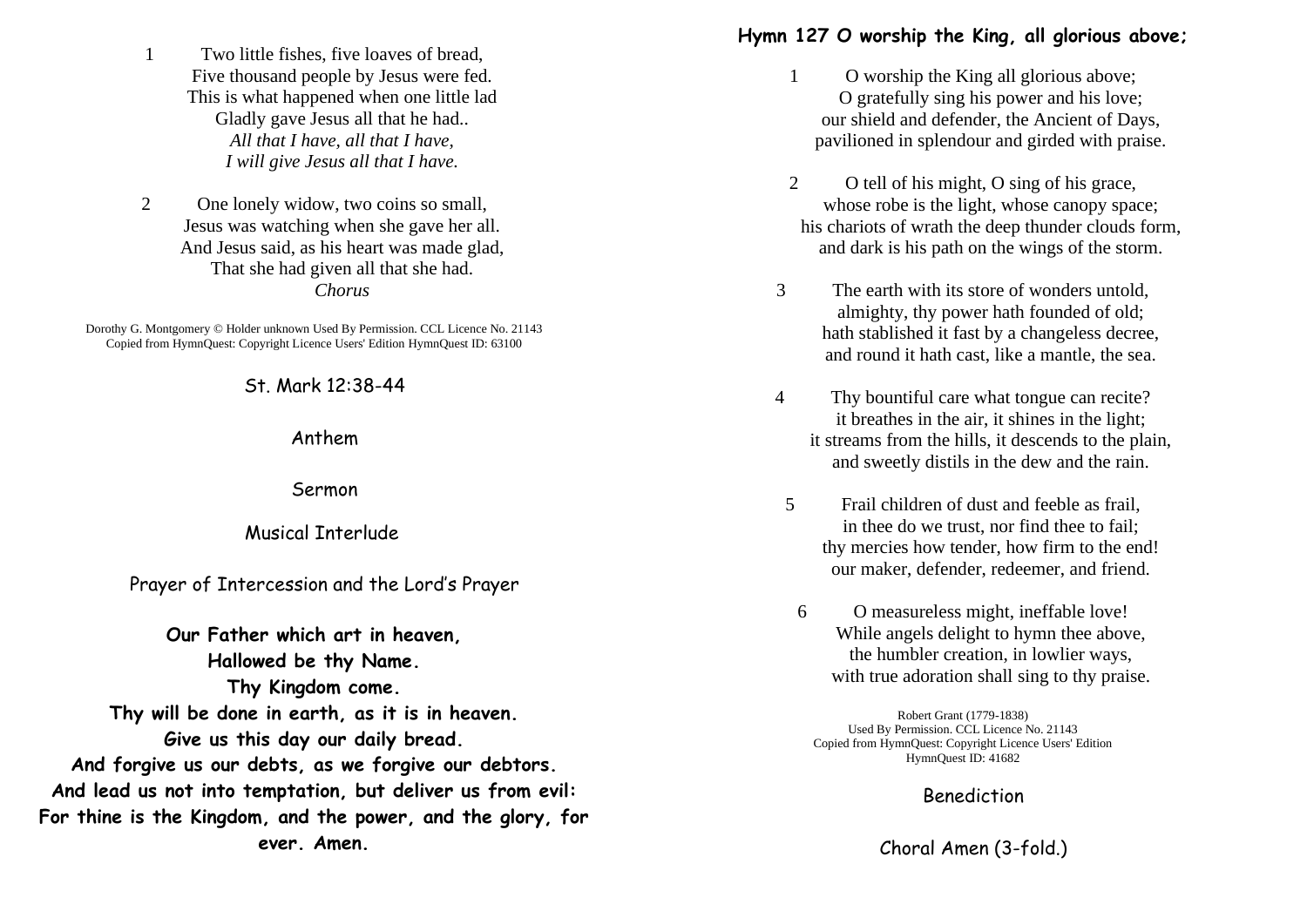1 Two little fishes, five loaves of bread,
Five thousand people by Jesus were fed.
This is what happened when one little lad
Gladly gave Jesus all that he had..
*All that I have, all that I have,*
*I will give Jesus all that I have.*

2 One lonely widow, two coins so small,
Jesus was watching when she gave her all.
And Jesus said, as his heart was made glad,
That she had given all that she had.
*Chorus*

Dorothy G. Montgomery © Holder unknown Used By Permission. CCL Licence No. 21143
Copied from HymnQuest: Copyright Licence Users' Edition HymnQuest ID: 63100

St. Mark 12:38-44

Anthem

Sermon

Musical Interlude

Prayer of Intercession and the Lord's Prayer

**Our Father which art in heaven,**
**Hallowed be thy Name.**
**Thy Kingdom come.**
**Thy will be done in earth, as it is in heaven.**
**Give us this day our daily bread.**
**And forgive us our debts, as we forgive our debtors.**
**And lead us not into temptation, but deliver us from evil:**
**For thine is the Kingdom, and the power, and the glory, for ever. Amen.**

**Hymn 127 O worship the King, all glorious above;**

1 O worship the King all glorious above;
O gratefully sing his power and his love;
our shield and defender, the Ancient of Days,
pavilioned in splendour and girded with praise.

2 O tell of his might, O sing of his grace,
whose robe is the light, whose canopy space;
his chariots of wrath the deep thunder clouds form,
and dark is his path on the wings of the storm.

3 The earth with its store of wonders untold,
almighty, thy power hath founded of old;
hath stablished it fast by a changeless decree,
and round it hath cast, like a mantle, the sea.

4 Thy bountiful care what tongue can recite?
it breathes in the air, it shines in the light;
it streams from the hills, it descends to the plain,
and sweetly distils in the dew and the rain.

5 Frail children of dust and feeble as frail,
in thee do we trust, nor find thee to fail;
thy mercies how tender, how firm to the end!
our maker, defender, redeemer, and friend.

6 O measureless might, ineffable love!
While angels delight to hymn thee above,
the humbler creation, in lowlier ways,
with true adoration shall sing to thy praise.

Robert Grant (1779-1838)
Used By Permission. CCL Licence No. 21143
Copied from HymnQuest: Copyright Licence Users' Edition
HymnQuest ID: 41682

Benediction

Choral Amen (3-fold.)